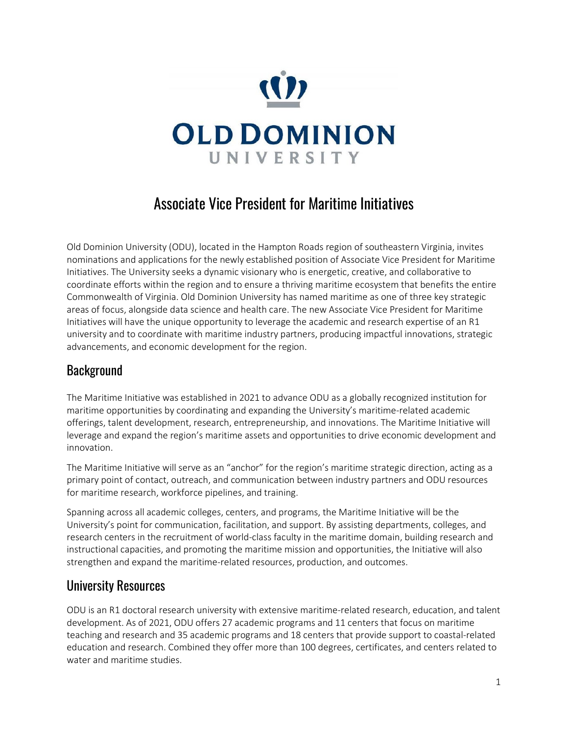OLD DOMINION UNIVERSITY

# Associate Vice President for Maritime Initiatives

Old Dominion University (ODU), located in the Hampton Roads region of southeastern Virginia, invites nominations and applications for the newly established position of Associate Vice President for Maritime Initiatives. The University seeks a dynamic visionary who is energetic, creative, and collaborative to coordinate efforts within the region and to ensure a thriving maritime ecosystem that benefits the entire Commonwealth of Virginia. Old Dominion University has named maritime as one of three key strategic areas of focus, alongside data science and health care. The new Associate Vice President for Maritime Initiatives will have the unique opportunity to leverage the academic and research expertise of an R1 university and to coordinate with maritime industry partners, producing impactful innovations, strategic advancements, and economic development for the region.

## Background

The Maritime Initiative was established in 2021 to advance ODU as a globally recognized institution for maritime opportunities by coordinating and expanding the University's maritime-related academic offerings, talent development, research, entrepreneurship, and innovations. The Maritime Initiative will leverage and expand the region's maritime assets and opportunities to drive economic development and innovation.

The Maritime Initiative will serve as an "anchor" for the region's maritime strategic direction, acting as a primary point of contact, outreach, and communication between industry partners and ODU resources for maritime research, workforce pipelines, and training.

Spanning across all academic colleges, centers, and programs, the Maritime Initiative will be the University's point for communication, facilitation, and support. By assisting departments, colleges, and research centers in the recruitment of world-class faculty in the maritime domain, building research and instructional capacities, and promoting the maritime mission and opportunities, the Initiative will also strengthen and expand the maritime-related resources, production, and outcomes.

## University Resources

ODU is an R1 doctoral research university with extensive maritime-related research, education, and talent development. As of 2021, ODU offers 27 academic programs and 11 centers that focus on maritime teaching and research and 35 academic programs and 18 centers that provide support to coastal-related education and research. Combined they offer more than 100 degrees, certificates, and centers related to water and maritime studies.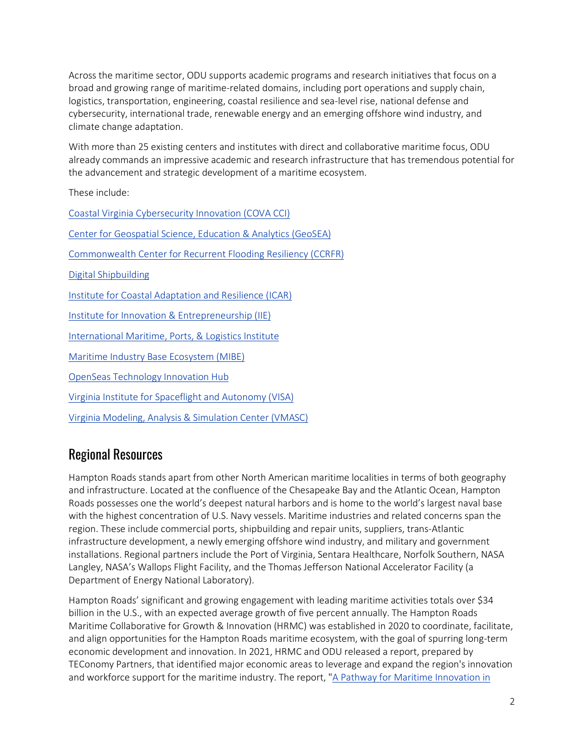Across the maritime sector, ODU supports academic programs and research initiatives that focus on a broad and growing range of maritime-related domains, including port operations and supply chain, logistics, transportation, engineering, coastal resilience and sea-level rise, national defense and cybersecurity, international trade, renewable energy and an emerging offshore wind industry, and climate change adaptation.

With more than 25 existing centers and institutes with direct and collaborative maritime focus, ODU already commands an impressive academic and research infrastructure that has tremendous potential for the advancement and strategic development of a maritime ecosystem.

These include:

Coastal Virginia Cybersecurity Innovation (COVA CCI)

Center for Geospatial Science, Education & Analytics (GeoSEA)

Commonwealth Center for Recurrent Flooding Resiliency (CCRFR)

Digital Shipbuilding

Institute for Coastal Adaptation and Resilience (ICAR)

Institute for Innovation & Entrepreneurship (IIE)

International Maritime, Ports, & Logistics Institute

Maritime Industry Base Ecosystem (MIBE)

OpenSeas Technology Innovation Hub

Virginia Institute for Spaceflight and Autonomy (VISA)

Virginia Modeling, Analysis & Simulation Center (VMASC)

## Regional Resources

Hampton Roads stands apart from other North American maritime localities in terms of both geography and infrastructure. Located at the confluence of the Chesapeake Bay and the Atlantic Ocean, Hampton Roads possesses one the world's deepest natural harbors and is home to the world's largest naval base with the highest concentration of U.S. Navy vessels. Maritime industries and related concerns span the region. These include commercial ports, shipbuilding and repair units, suppliers, trans-Atlantic infrastructure development, a newly emerging offshore wind industry, and military and government installations. Regional partners include the Port of Virginia, Sentara Healthcare, Norfolk Southern, NASA Langley, NASA's Wallops Flight Facility, and the Thomas Jefferson National Accelerator Facility (a Department of Energy National Laboratory).

Hampton Roads' significant and growing engagement with leading maritime activities totals over $34 billion in the U.S., with an expected average growth of five percent annually. The Hampton Roads Maritime Collaborative for Growth & Innovation (HRMC) was established in 2020 to coordinate, facilitate, and align opportunities for the Hampton Roads maritime ecosystem, with the goal of spurring long-term economic development and innovation. In 2021, HRMC and ODU released a report, prepared by TEConomy Partners, that identified major economic areas to leverage and expand the region's innovation and workforce support for the maritime industry. The report, "A Pathway for Maritime Innovation in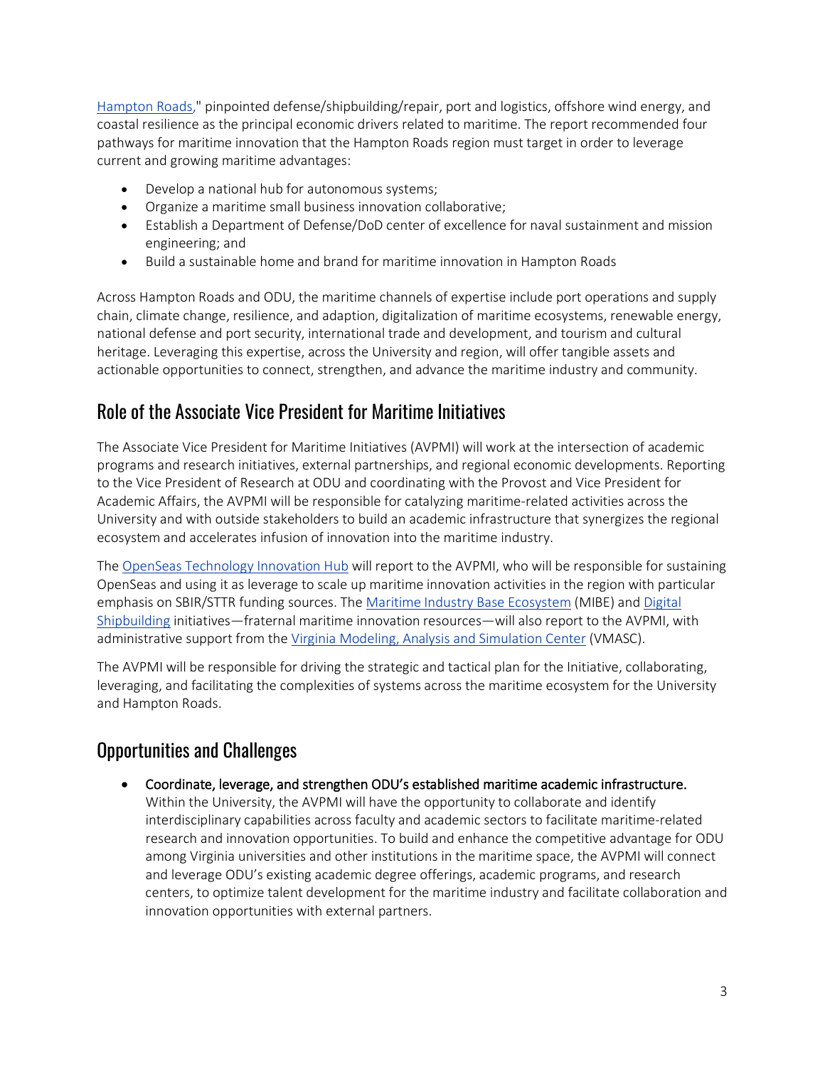Hampton Roads," pinpointed defense/shipbuilding/repair, port and logistics, offshore wind energy, and coastal resilience as the principal economic drivers related to maritime. The report recommended four pathways for maritime innovation that the Hampton Roads region must target in order to leverage current and growing maritime advantages:

- Develop a national hub for autonomous systems;
- Organize a maritime small business innovation collaborative;
- Establish a Department of Defense/DoD center of excellence for naval sustainment and mission engineering; and
- Build a sustainable home and brand for maritime innovation in Hampton Roads

Across Hampton Roads and ODU, the maritime channels of expertise include port operations and supply chain, climate change, resilience, and adaption, digitalization of maritime ecosystems, renewable energy, national defense and port security, international trade and development, and tourism and cultural heritage. Leveraging this expertise, across the University and region, will offer tangible assets and actionable opportunities to connect, strengthen, and advance the maritime industry and community.

## Role of the Associate Vice President for Maritime Initiatives

The Associate Vice President for Maritime Initiatives (AVPMI) will work at the intersection of academic programs and research initiatives, external partnerships, and regional economic developments. Reporting to the Vice President of Research at ODU and coordinating with the Provost and Vice President for Academic Affairs, the AVPMI will be responsible for catalyzing maritime-related activities across the University and with outside stakeholders to build an academic infrastructure that synergizes the regional ecosystem and accelerates infusion of innovation into the maritime industry.

The OpenSeas Technology Innovation Hub will report to the AVPMI, who will be responsible for sustaining OpenSeas and using it as leverage to scale up maritime innovation activities in the region with particular emphasis on SBIR/STTR funding sources. The Maritime Industry Base Ecosystem (MIBE) and Digital Shipbuilding initiatives—fraternal maritime innovation resources—will also report to the AVPMI, with administrative support from the Virginia Modeling, Analysis and Simulation Center (VMASC).

The AVPMI will be responsible for driving the strategic and tactical plan for the Initiative, collaborating, leveraging, and facilitating the complexities of systems across the maritime ecosystem for the University and Hampton Roads.

## Opportunities and Challenges

- **Coordinate, leverage, and strengthen ODU's established maritime academic infrastructure.** Within the University, the AVPMI will have the opportunity to collaborate and identify interdisciplinary capabilities across faculty and academic sectors to facilitate maritime-related research and innovation opportunities. To build and enhance the competitive advantage for ODU among Virginia universities and other institutions in the maritime space, the AVPMI will connect and leverage ODU's existing academic degree offerings, academic programs, and research centers, to optimize talent development for the maritime industry and facilitate collaboration and innovation opportunities with external partners.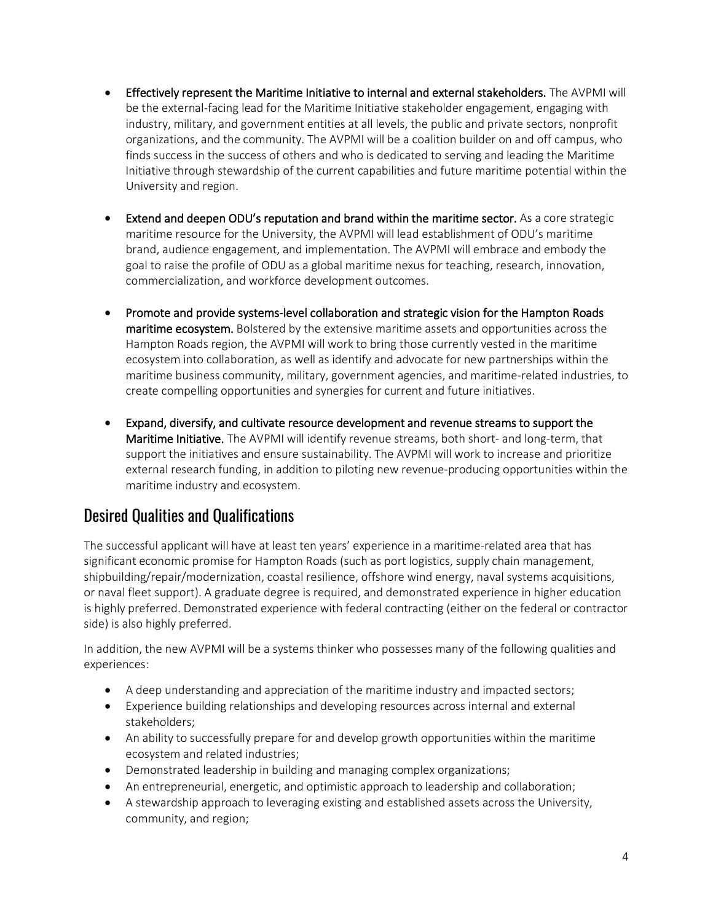- **Effectively represent the Maritime Initiative to internal and external stakeholders.** The AVPMI will be the external-facing lead for the Maritime Initiative stakeholder engagement, engaging with industry, military, and government entities at all levels, the public and private sectors, nonprofit organizations, and the community. The AVPMI will be a coalition builder on and off campus, who finds success in the success of others and who is dedicated to serving and leading the Maritime Initiative through stewardship of the current capabilities and future maritime potential within the University and region.

- **Extend and deepen ODU's reputation and brand within the maritime sector.** As a core strategic maritime resource for the University, the AVPMI will lead establishment of ODU's maritime brand, audience engagement, and implementation. The AVPMI will embrace and embody the goal to raise the profile of ODU as a global maritime nexus for teaching, research, innovation, commercialization, and workforce development outcomes.

- **Promote and provide systems-level collaboration and strategic vision for the Hampton Roads maritime ecosystem.** Bolstered by the extensive maritime assets and opportunities across the Hampton Roads region, the AVPMI will work to bring those currently vested in the maritime ecosystem into collaboration, as well as identify and advocate for new partnerships within the maritime business community, military, government agencies, and maritime-related industries, to create compelling opportunities and synergies for current and future initiatives.

- **Expand, diversify, and cultivate resource development and revenue streams to support the Maritime Initiative.** The AVPMI will identify revenue streams, both short- and long-term, that support the initiatives and ensure sustainability. The AVPMI will work to increase and prioritize external research funding, in addition to piloting new revenue-producing opportunities within the maritime industry and ecosystem.

## Desired Qualities and Qualifications

The successful applicant will have at least ten years' experience in a maritime-related area that has significant economic promise for Hampton Roads (such as port logistics, supply chain management, shipbuilding/repair/modernization, coastal resilience, offshore wind energy, naval systems acquisitions, or naval fleet support). A graduate degree is required, and demonstrated experience in higher education is highly preferred. Demonstrated experience with federal contracting (either on the federal or contractor side) is also highly preferred.

In addition, the new AVPMI will be a systems thinker who possesses many of the following qualities and experiences:

- A deep understanding and appreciation of the maritime industry and impacted sectors;
- Experience building relationships and developing resources across internal and external stakeholders;
- An ability to successfully prepare for and develop growth opportunities within the maritime ecosystem and related industries;
- Demonstrated leadership in building and managing complex organizations;
- An entrepreneurial, energetic, and optimistic approach to leadership and collaboration;
- A stewardship approach to leveraging existing and established assets across the University, community, and region;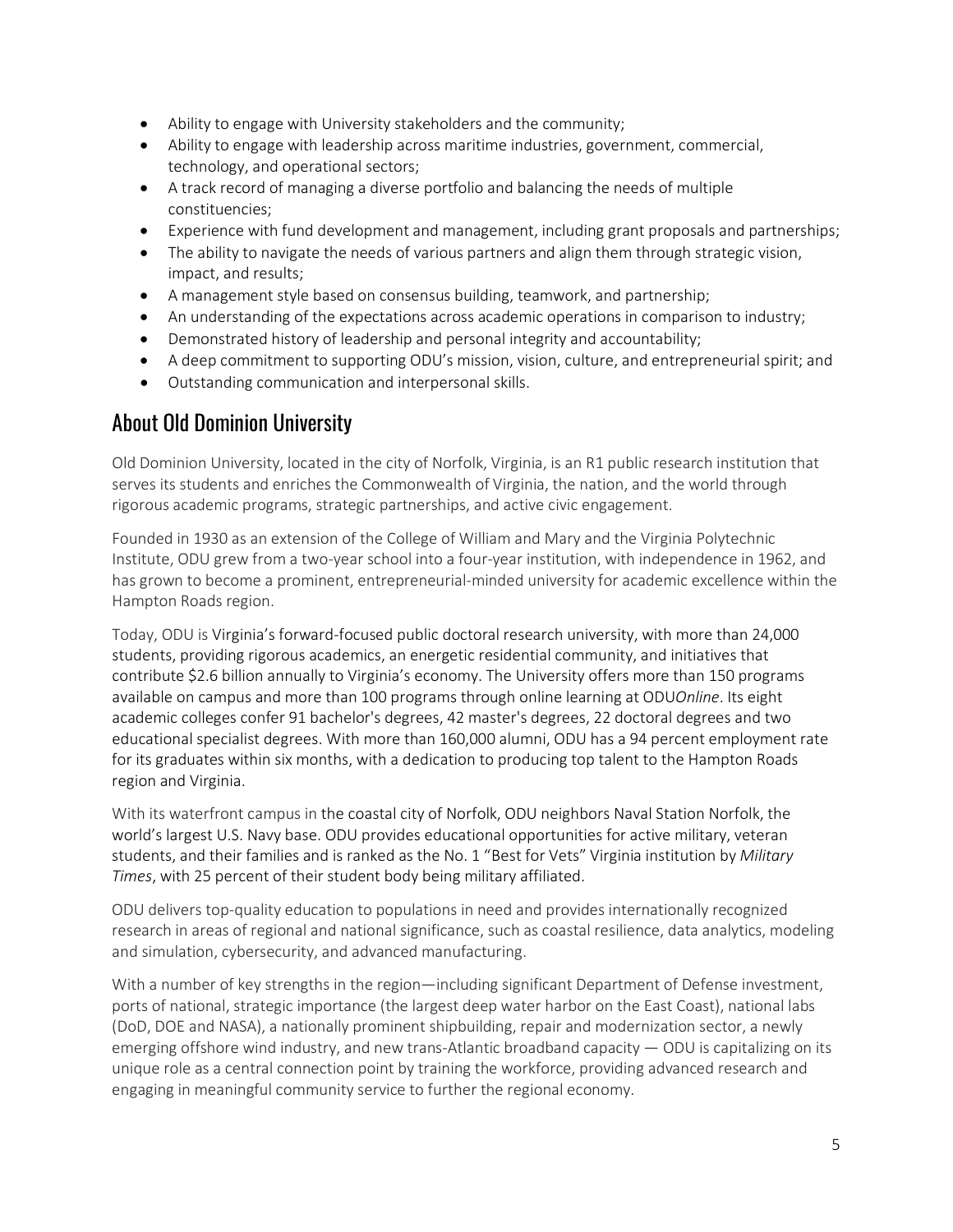- Ability to engage with University stakeholders and the community;
- Ability to engage with leadership across maritime industries, government, commercial, technology, and operational sectors;
- A track record of managing a diverse portfolio and balancing the needs of multiple constituencies;
- Experience with fund development and management, including grant proposals and partnerships;
- The ability to navigate the needs of various partners and align them through strategic vision, impact, and results;
- A management style based on consensus building, teamwork, and partnership;
- An understanding of the expectations across academic operations in comparison to industry;
- Demonstrated history of leadership and personal integrity and accountability;
- A deep commitment to supporting ODU's mission, vision, culture, and entrepreneurial spirit; and
- Outstanding communication and interpersonal skills.

## About Old Dominion University

Old Dominion University, located in the city of Norfolk, Virginia, is an R1 public research institution that serves its students and enriches the Commonwealth of Virginia, the nation, and the world through rigorous academic programs, strategic partnerships, and active civic engagement.

Founded in 1930 as an extension of the College of William and Mary and the Virginia Polytechnic Institute, ODU grew from a two-year school into a four-year institution, with independence in 1962, and has grown to become a prominent, entrepreneurial-minded university for academic excellence within the Hampton Roads region.

Today, ODU is Virginia's forward-focused public doctoral research university, with more than 24,000 students, providing rigorous academics, an energetic residential community, and initiatives that contribute $2.6 billion annually to Virginia's economy. The University offers more than 150 programs available on campus and more than 100 programs through online learning at ODU*Online*. Its eight academic colleges confer 91 bachelor's degrees, 42 master's degrees, 22 doctoral degrees and two educational specialist degrees. With more than 160,000 alumni, ODU has a 94 percent employment rate for its graduates within six months, with a dedication to producing top talent to the Hampton Roads region and Virginia.

With its waterfront campus in the coastal city of Norfolk, ODU neighbors Naval Station Norfolk, the world's largest U.S. Navy base. ODU provides educational opportunities for active military, veteran students, and their families and is ranked as the No. 1 "Best for Vets" Virginia institution by *Military Times*, with 25 percent of their student body being military affiliated.

ODU delivers top-quality education to populations in need and provides internationally recognized research in areas of regional and national significance, such as coastal resilience, data analytics, modeling and simulation, cybersecurity, and advanced manufacturing.

With a number of key strengths in the region—including significant Department of Defense investment, ports of national, strategic importance (the largest deep water harbor on the East Coast), national labs (DoD, DOE and NASA), a nationally prominent shipbuilding, repair and modernization sector, a newly emerging offshore wind industry, and new trans-Atlantic broadband capacity — ODU is capitalizing on its unique role as a central connection point by training the workforce, providing advanced research and engaging in meaningful community service to further the regional economy.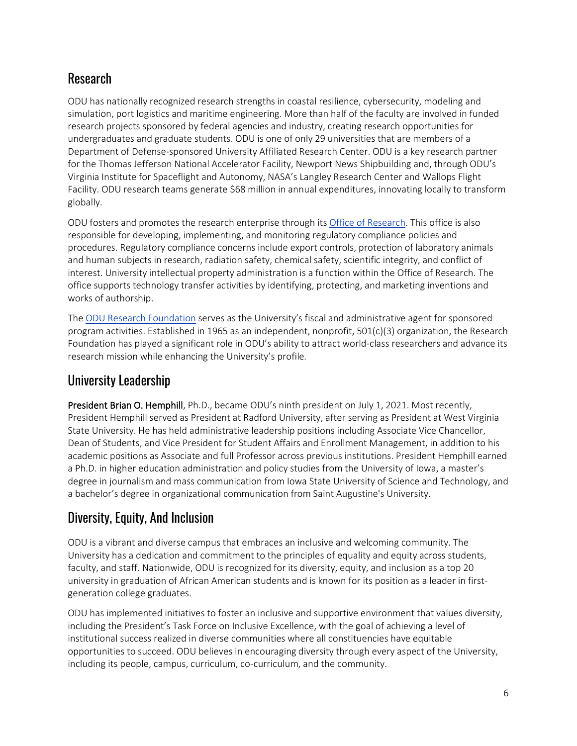## Research

ODU has nationally recognized research strengths in coastal resilience, cybersecurity, modeling and simulation, port logistics and maritime engineering. More than half of the faculty are involved in funded research projects sponsored by federal agencies and industry, creating research opportunities for undergraduates and graduate students. ODU is one of only 29 universities that are members of a Department of Defense-sponsored University Affiliated Research Center. ODU is a key research partner for the Thomas Jefferson National Accelerator Facility, Newport News Shipbuilding and, through ODU's Virginia Institute for Spaceflight and Autonomy, NASA's Langley Research Center and Wallops Flight Facility. ODU research teams generate $68 million in annual expenditures, innovating locally to transform globally.

ODU fosters and promotes the research enterprise through its Office of Research. This office is also responsible for developing, implementing, and monitoring regulatory compliance policies and procedures. Regulatory compliance concerns include export controls, protection of laboratory animals and human subjects in research, radiation safety, chemical safety, scientific integrity, and conflict of interest. University intellectual property administration is a function within the Office of Research. The office supports technology transfer activities by identifying, protecting, and marketing inventions and works of authorship.

The ODU Research Foundation serves as the University's fiscal and administrative agent for sponsored program activities. Established in 1965 as an independent, nonprofit, 501(c)(3) organization, the Research Foundation has played a significant role in ODU's ability to attract world-class researchers and advance its research mission while enhancing the University's profile.

## University Leadership

**President Brian O. Hemphill**, Ph.D., became ODU's ninth president on July 1, 2021. Most recently, President Hemphill served as President at Radford University, after serving as President at West Virginia State University. He has held administrative leadership positions including Associate Vice Chancellor, Dean of Students, and Vice President for Student Affairs and Enrollment Management, in addition to his academic positions as Associate and full Professor across previous institutions. President Hemphill earned a Ph.D. in higher education administration and policy studies from the University of Iowa, a master's degree in journalism and mass communication from Iowa State University of Science and Technology, and a bachelor's degree in organizational communication from Saint Augustine's University.

## Diversity, Equity, And Inclusion

ODU is a vibrant and diverse campus that embraces an inclusive and welcoming community. The University has a dedication and commitment to the principles of equality and equity across students, faculty, and staff. Nationwide, ODU is recognized for its diversity, equity, and inclusion as a top 20 university in graduation of African American students and is known for its position as a leader in first-generation college graduates.

ODU has implemented initiatives to foster an inclusive and supportive environment that values diversity, including the President's Task Force on Inclusive Excellence, with the goal of achieving a level of institutional success realized in diverse communities where all constituencies have equitable opportunities to succeed. ODU believes in encouraging diversity through every aspect of the University, including its people, campus, curriculum, co-curriculum, and the community.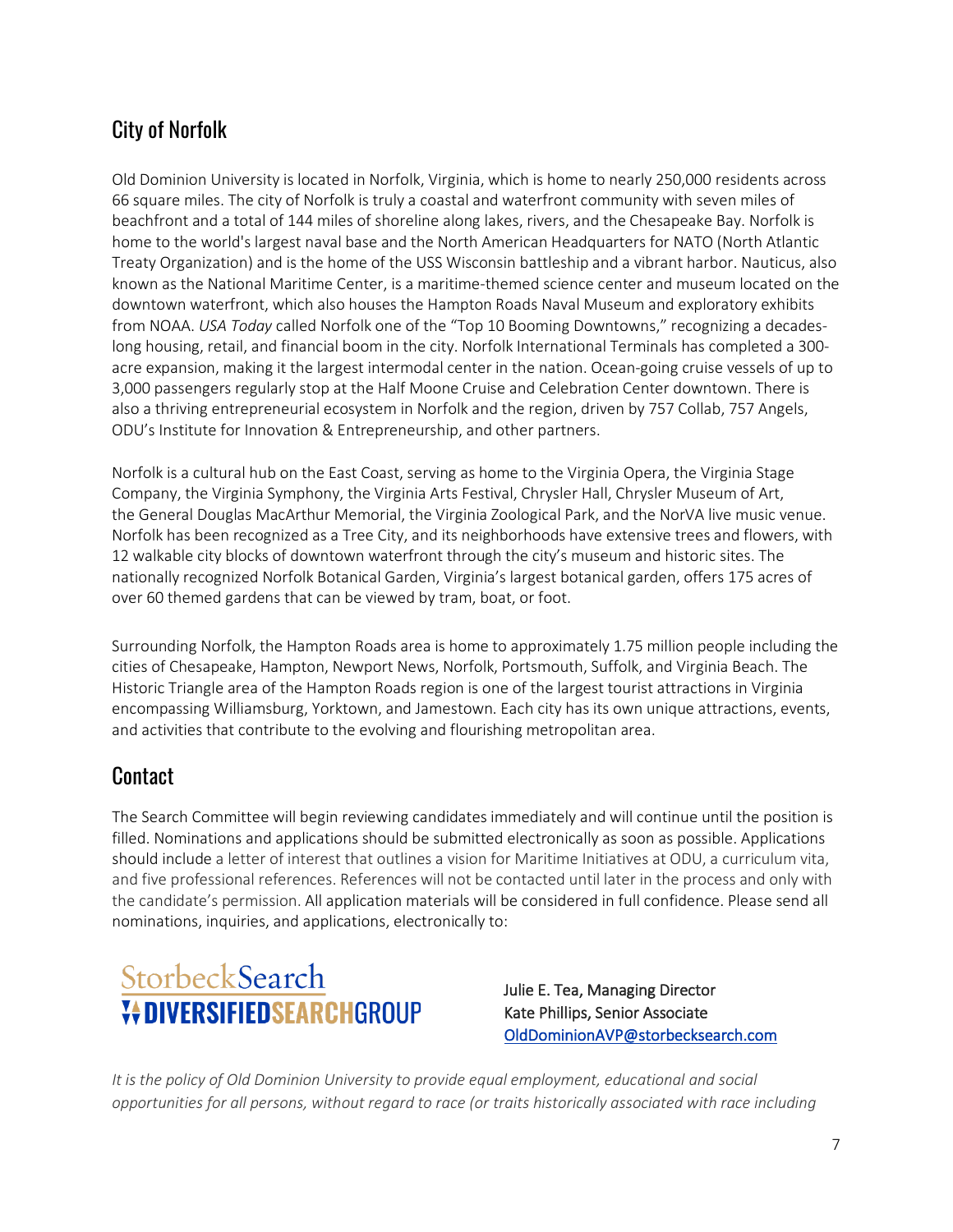## City of Norfolk

Old Dominion University is located in Norfolk, Virginia, which is home to nearly 250,000 residents across 66 square miles. The city of Norfolk is truly a coastal and waterfront community with seven miles of beachfront and a total of 144 miles of shoreline along lakes, rivers, and the Chesapeake Bay. Norfolk is home to the world's largest naval base and the North American Headquarters for NATO (North Atlantic Treaty Organization) and is the home of the USS Wisconsin battleship and a vibrant harbor. Nauticus, also known as the National Maritime Center, is a maritime-themed science center and museum located on the downtown waterfront, which also houses the Hampton Roads Naval Museum and exploratory exhibits from NOAA. *USA Today* called Norfolk one of the "Top 10 Booming Downtowns," recognizing a decades-long housing, retail, and financial boom in the city. Norfolk International Terminals has completed a 300-acre expansion, making it the largest intermodal center in the nation. Ocean-going cruise vessels of up to 3,000 passengers regularly stop at the Half Moone Cruise and Celebration Center downtown. There is also a thriving entrepreneurial ecosystem in Norfolk and the region, driven by 757 Collab, 757 Angels, ODU's Institute for Innovation & Entrepreneurship, and other partners.

Norfolk is a cultural hub on the East Coast, serving as home to the Virginia Opera, the Virginia Stage Company, the Virginia Symphony, the Virginia Arts Festival, Chrysler Hall, Chrysler Museum of Art, the General Douglas MacArthur Memorial, the Virginia Zoological Park, and the NorVA live music venue. Norfolk has been recognized as a Tree City, and its neighborhoods have extensive trees and flowers, with 12 walkable city blocks of downtown waterfront through the city's museum and historic sites. The nationally recognized Norfolk Botanical Garden, Virginia's largest botanical garden, offers 175 acres of over 60 themed gardens that can be viewed by tram, boat, or foot.

Surrounding Norfolk, the Hampton Roads area is home to approximately 1.75 million people including the cities of Chesapeake, Hampton, Newport News, Norfolk, Portsmouth, Suffolk, and Virginia Beach. The Historic Triangle area of the Hampton Roads region is one of the largest tourist attractions in Virginia encompassing Williamsburg, Yorktown, and Jamestown. Each city has its own unique attractions, events, and activities that contribute to the evolving and flourishing metropolitan area.

## Contact

The Search Committee will begin reviewing candidates immediately and will continue until the position is filled. Nominations and applications should be submitted electronically as soon as possible. Applications should include a letter of interest that outlines a vision for Maritime Initiatives at ODU, a curriculum vita, and five professional references. References will not be contacted until later in the process and only with the candidate's permission. All application materials will be considered in full confidence. Please send all nominations, inquiries, and applications, electronically to:

StorbeckSearch
DIVERSIFIEDSEARCHGROUP

Julie E. Tea, Managing Director
Kate Phillips, Senior Associate
OldDominionAVP@storbecksearch.com

*It is the policy of Old Dominion University to provide equal employment, educational and social opportunities for all persons, without regard to race (or traits historically associated with race including*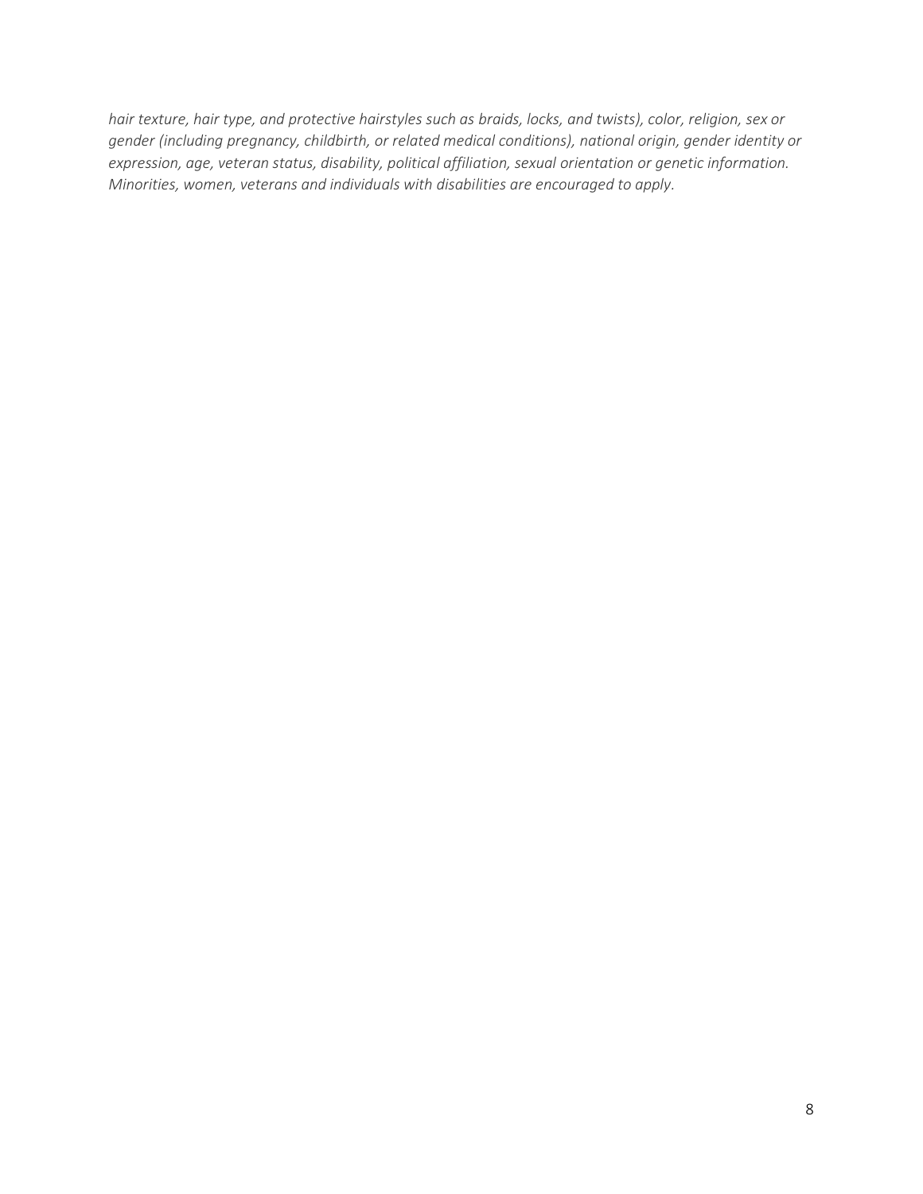*hair texture, hair type, and protective hairstyles such as braids, locks, and twists), color, religion, sex or gender (including pregnancy, childbirth, or related medical conditions), national origin, gender identity or expression, age, veteran status, disability, political affiliation, sexual orientation or genetic information. Minorities, women, veterans and individuals with disabilities are encouraged to apply.*